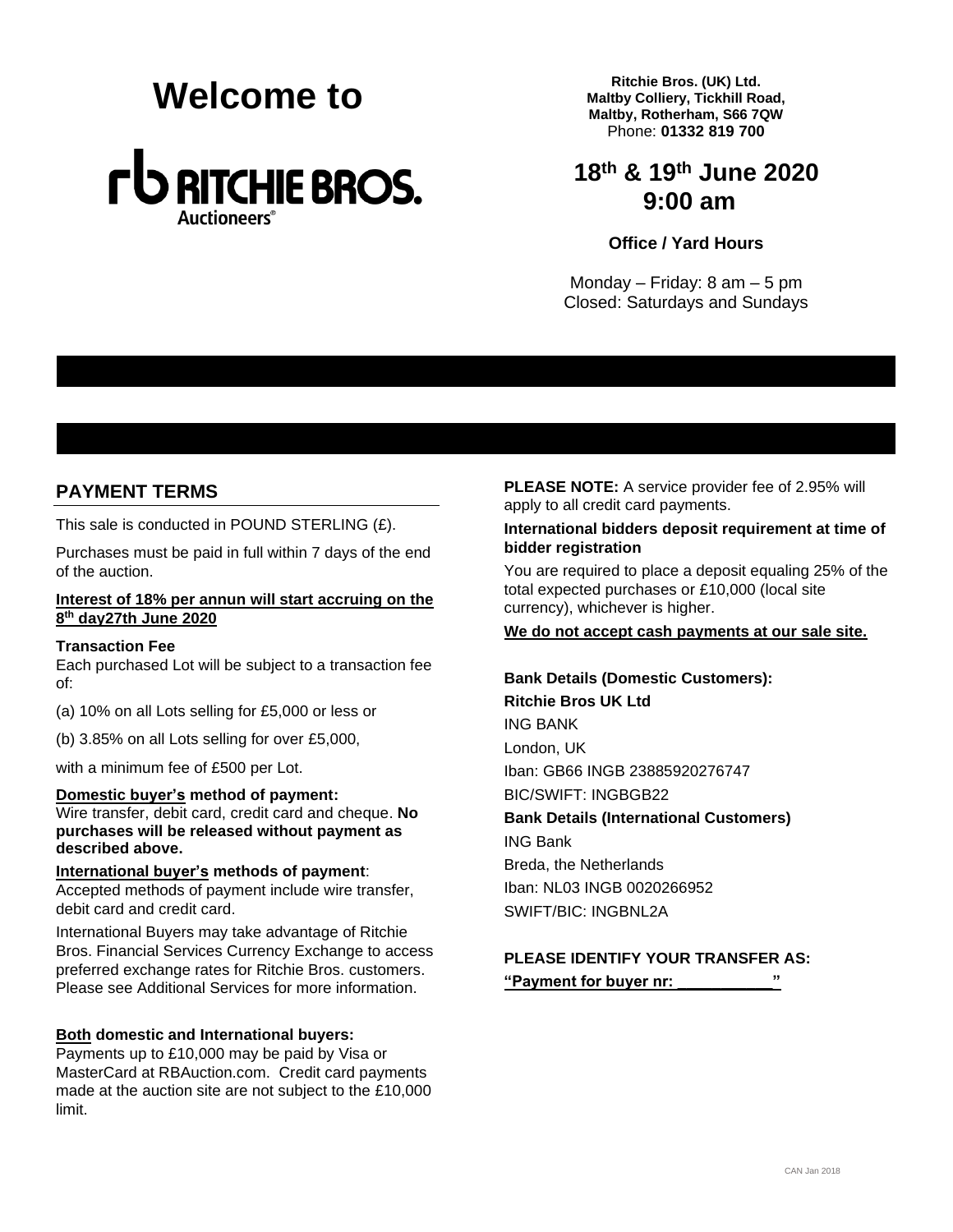# Welcome to

RITCHIE BROS. Auctioneers®

**Ritchie Bros. (UK) Ltd.**
**Maltby Colliery, Tickhill Road,**
**Maltby, Rotherham, S66 7QW**
Phone: **01332 819 700**

## 18th & 19th June 2020 9:00 am

**Office / Yard Hours**

Monday – Friday: 8 am – 5 pm
Closed: Saturdays and Sundays

## PAYMENT TERMS

This sale is conducted in POUND STERLING (£).

Purchases must be paid in full within 7 days of the end of the auction.

**Interest of 18% per annun will start accruing on the 8th day27th June 2020**

**Transaction Fee**
Each purchased Lot will be subject to a transaction fee of:

(a) 10% on all Lots selling for £5,000 or less or

(b) 3.85% on all Lots selling for over £5,000,

with a minimum fee of £500 per Lot.

**Domestic buyer's method of payment:**
Wire transfer, debit card, credit card and cheque. **No purchases will be released without payment as described above.**

**International buyer's methods of payment**:
Accepted methods of payment include wire transfer, debit card and credit card.

International Buyers may take advantage of Ritchie Bros. Financial Services Currency Exchange to access preferred exchange rates for Ritchie Bros. customers. Please see Additional Services for more information.

**Both domestic and International buyers:**
Payments up to £10,000 may be paid by Visa or MasterCard at RBAuction.com. Credit card payments made at the auction site are not subject to the £10,000 limit.

**PLEASE NOTE:** A service provider fee of 2.95% will apply to all credit card payments.

**International bidders deposit requirement at time of bidder registration**

You are required to place a deposit equaling 25% of the total expected purchases or £10,000 (local site currency), whichever is higher.

**We do not accept cash payments at our sale site.**

**Bank Details (Domestic Customers):**
**Ritchie Bros UK Ltd**
ING BANK
London, UK
Iban: GB66 INGB 23885920276747
BIC/SWIFT: INGBGB22

**Bank Details (International Customers)**
ING Bank
Breda, the Netherlands
Iban: NL03 INGB 0020266952
SWIFT/BIC: INGBNL2A

**PLEASE IDENTIFY YOUR TRANSFER AS:**
**"Payment for buyer nr: ___________"**

CAN Jan 2018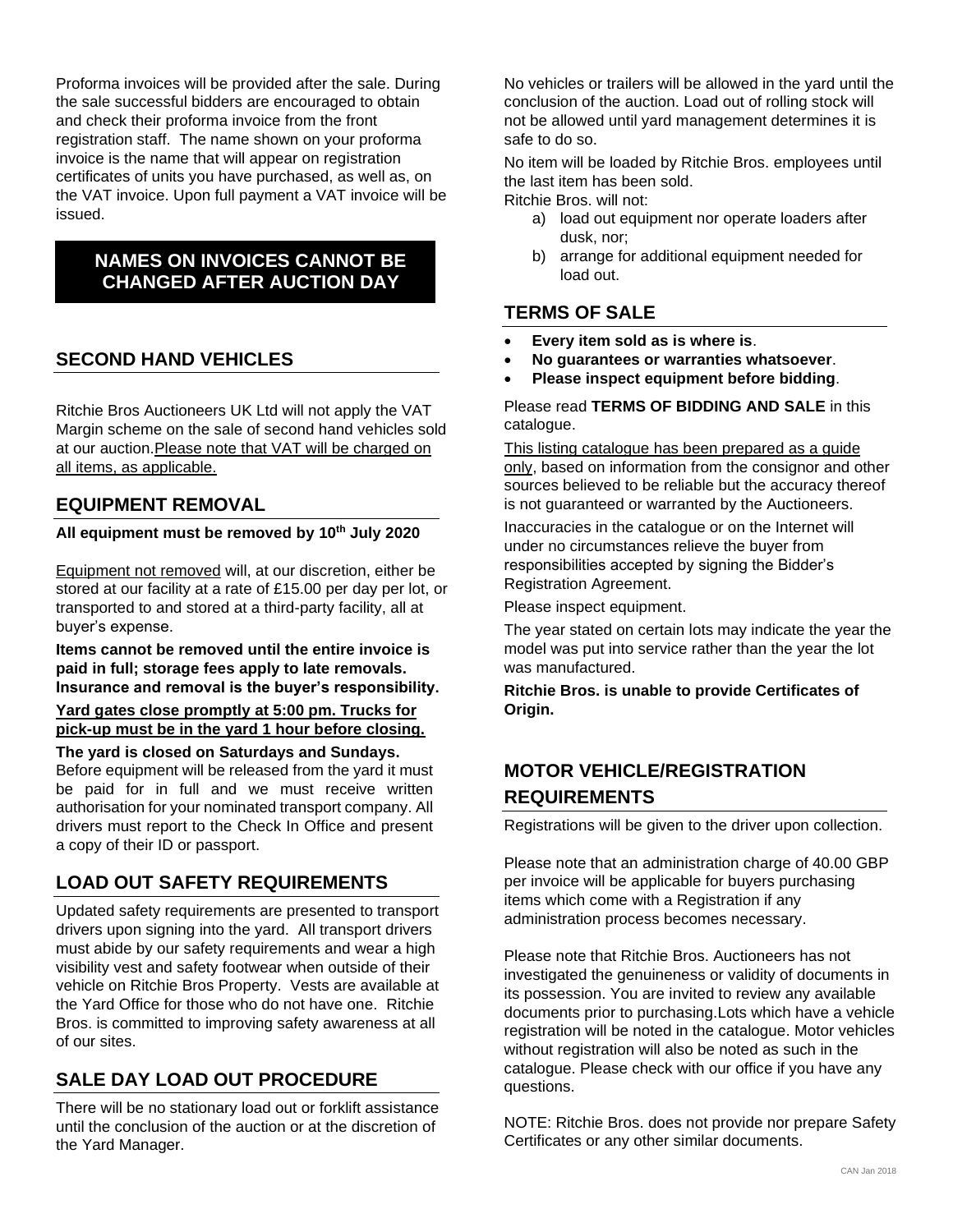Proforma invoices will be provided after the sale. During the sale successful bidders are encouraged to obtain and check their proforma invoice from the front registration staff. The name shown on your proforma invoice is the name that will appear on registration certificates of units you have purchased, as well as, on the VAT invoice. Upon full payment a VAT invoice will be issued.

**NAMES ON INVOICES CANNOT BE CHANGED AFTER AUCTION DAY**

## SECOND HAND VEHICLES

Ritchie Bros Auctioneers UK Ltd will not apply the VAT Margin scheme on the sale of second hand vehicles sold at our auction. Please note that VAT will be charged on all items, as applicable.

## EQUIPMENT REMOVAL

**All equipment must be removed by 10th July 2020**

Equipment not removed will, at our discretion, either be stored at our facility at a rate of £15.00 per day per lot, or transported to and stored at a third-party facility, all at buyer's expense.

**Items cannot be removed until the entire invoice is paid in full; storage fees apply to late removals. Insurance and removal is the buyer's responsibility.**

**Yard gates close promptly at 5:00 pm. Trucks for pick-up must be in the yard 1 hour before closing.**

**The yard is closed on Saturdays and Sundays.** Before equipment will be released from the yard it must be paid for in full and we must receive written authorisation for your nominated transport company. All drivers must report to the Check In Office and present a copy of their ID or passport.

## LOAD OUT SAFETY REQUIREMENTS

Updated safety requirements are presented to transport drivers upon signing into the yard. All transport drivers must abide by our safety requirements and wear a high visibility vest and safety footwear when outside of their vehicle on Ritchie Bros Property. Vests are available at the Yard Office for those who do not have one. Ritchie Bros. is committed to improving safety awareness at all of our sites.

## SALE DAY LOAD OUT PROCEDURE

There will be no stationary load out or forklift assistance until the conclusion of the auction or at the discretion of the Yard Manager.

No vehicles or trailers will be allowed in the yard until the conclusion of the auction. Load out of rolling stock will not be allowed until yard management determines it is safe to do so.

No item will be loaded by Ritchie Bros. employees until the last item has been sold.

Ritchie Bros. will not:

a) load out equipment nor operate loaders after dusk, nor;
b) arrange for additional equipment needed for load out.

## TERMS OF SALE

- **Every item sold as is where is**.
- **No guarantees or warranties whatsoever**.
- **Please inspect equipment before bidding**.

Please read **TERMS OF BIDDING AND SALE** in this catalogue.

This listing catalogue has been prepared as a guide only, based on information from the consignor and other sources believed to be reliable but the accuracy thereof is not guaranteed or warranted by the Auctioneers.

Inaccuracies in the catalogue or on the Internet will under no circumstances relieve the buyer from responsibilities accepted by signing the Bidder's Registration Agreement.

Please inspect equipment.

The year stated on certain lots may indicate the year the model was put into service rather than the year the lot was manufactured.

**Ritchie Bros. is unable to provide Certificates of Origin.**

## MOTOR VEHICLE/REGISTRATION REQUIREMENTS

Registrations will be given to the driver upon collection.

Please note that an administration charge of 40.00 GBP per invoice will be applicable for buyers purchasing items which come with a Registration if any administration process becomes necessary.

Please note that Ritchie Bros. Auctioneers has not investigated the genuineness or validity of documents in its possession. You are invited to review any available documents prior to purchasing. Lots which have a vehicle registration will be noted in the catalogue. Motor vehicles without registration will also be noted as such in the catalogue. Please check with our office if you have any questions.

NOTE: Ritchie Bros. does not provide nor prepare Safety Certificates or any other similar documents.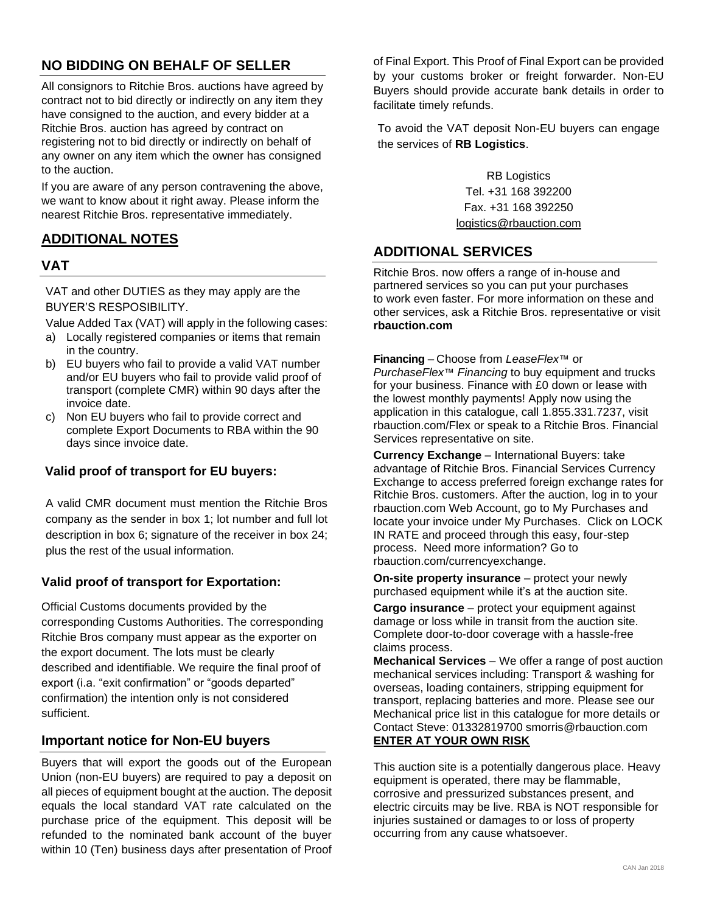## NO BIDDING ON BEHALF OF SELLER

All consignors to Ritchie Bros. auctions have agreed by contract not to bid directly or indirectly on any item they have consigned to the auction, and every bidder at a Ritchie Bros. auction has agreed by contract on registering not to bid directly or indirectly on behalf of any owner on any item which the owner has consigned to the auction.

If you are aware of any person contravening the above, we want to know about it right away. Please inform the nearest Ritchie Bros. representative immediately.

## ADDITIONAL NOTES

## VAT

VAT and other DUTIES as they may apply are the BUYER'S RESPOSIBILITY.

Value Added Tax (VAT) will apply in the following cases:

a) Locally registered companies or items that remain in the country.
b) EU buyers who fail to provide a valid VAT number and/or EU buyers who fail to provide valid proof of transport (complete CMR) within 90 days after the invoice date.
c) Non EU buyers who fail to provide correct and complete Export Documents to RBA within the 90 days since invoice date.

### Valid proof of transport for EU buyers:

A valid CMR document must mention the Ritchie Bros company as the sender in box 1; lot number and full lot description in box 6; signature of the receiver in box 24; plus the rest of the usual information.

### Valid proof of transport for Exportation:

Official Customs documents provided by the corresponding Customs Authorities. The corresponding Ritchie Bros company must appear as the exporter on the export document. The lots must be clearly described and identifiable. We require the final proof of export (i.a. "exit confirmation" or "goods departed" confirmation) the intention only is not considered sufficient.

### Important notice for Non-EU buyers

Buyers that will export the goods out of the European Union (non-EU buyers) are required to pay a deposit on all pieces of equipment bought at the auction. The deposit equals the local standard VAT rate calculated on the purchase price of the equipment. This deposit will be refunded to the nominated bank account of the buyer within 10 (Ten) business days after presentation of Proof of Final Export. This Proof of Final Export can be provided by your customs broker or freight forwarder. Non-EU Buyers should provide accurate bank details in order to facilitate timely refunds.

To avoid the VAT deposit Non-EU buyers can engage the services of **RB Logistics**.

RB Logistics
Tel. +31 168 392200
Fax. +31 168 392250
logistics@rbauction.com

## ADDITIONAL SERVICES

Ritchie Bros. now offers a range of in-house and partnered services so you can put your purchases to work even faster. For more information on these and other services, ask a Ritchie Bros. representative or visit **rbauction.com**

**Financing** – Choose from *LeaseFlex*™ or *PurchaseFlex*™ *Financing* to buy equipment and trucks for your business. Finance with £0 down or lease with the lowest monthly payments! Apply now using the application in this catalogue, call 1.855.331.7237, visit rbauction.com/Flex or speak to a Ritchie Bros. Financial Services representative on site.

**Currency Exchange** – International Buyers: take advantage of Ritchie Bros. Financial Services Currency Exchange to access preferred foreign exchange rates for Ritchie Bros. customers. After the auction, log in to your rbauction.com Web Account, go to My Purchases and locate your invoice under My Purchases. Click on LOCK IN RATE and proceed through this easy, four-step process. Need more information? Go to rbauction.com/currencyexchange.

**On-site property insurance** – protect your newly purchased equipment while it's at the auction site.

**Cargo insurance** – protect your equipment against damage or loss while in transit from the auction site. Complete door-to-door coverage with a hassle-free claims process.

**Mechanical Services** – We offer a range of post auction mechanical services including: Transport & washing for overseas, loading containers, stripping equipment for transport, replacing batteries and more. Please see our Mechanical price list in this catalogue for more details or Contact Steve: 01332819700 smorris@rbauction.com

**ENTER AT YOUR OWN RISK**

This auction site is a potentially dangerous place. Heavy equipment is operated, there may be flammable, corrosive and pressurized substances present, and electric circuits may be live. RBA is NOT responsible for injuries sustained or damages to or loss of property occurring from any cause whatsoever.

CAN Jan 2018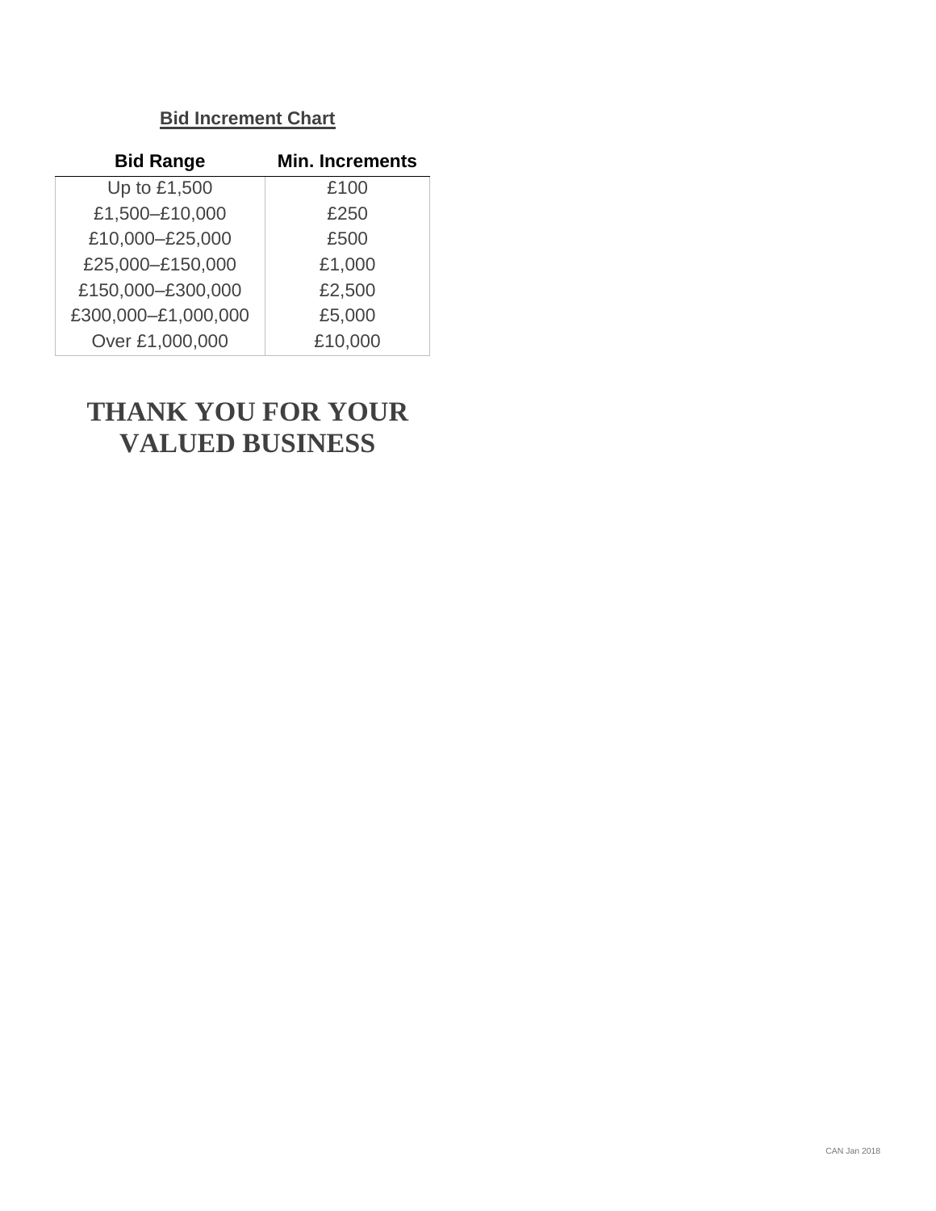**Bid Increment Chart**

| Bid Range | Min. Increments |
| --- | --- |
| Up to £1,500 | £100 |
| £1,500–£10,000 | £250 |
| £10,000–£25,000 | £500 |
| £25,000–£150,000 | £1,000 |
| £150,000–£300,000 | £2,500 |
| £300,000–£1,000,000 | £5,000 |
| Over £1,000,000 | £10,000 |

# THANK YOU FOR YOUR VALUED BUSINESS

CAN Jan 2018